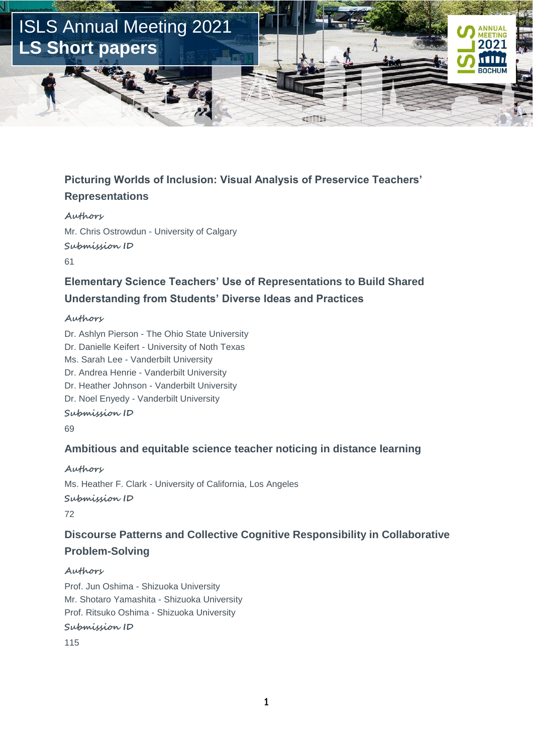# ISLS Annual Meeting 2021
# LS Short papers

## Picturing Worlds of Inclusion: Visual Analysis of Preservice Teachers' Representations

*Authors*

Mr. Chris Ostrowdun - University of Calgary

*Submission ID*

61

## Elementary Science Teachers' Use of Representations to Build Shared Understanding from Students' Diverse Ideas and Practices

*Authors*

Dr. Ashlyn Pierson - The Ohio State University
Dr. Danielle Keifert - University of Noth Texas
Ms. Sarah Lee - Vanderbilt University
Dr. Andrea Henrie - Vanderbilt University
Dr. Heather Johnson - Vanderbilt University
Dr. Noel Enyedy - Vanderbilt University

*Submission ID*

69

## Ambitious and equitable science teacher noticing in distance learning

*Authors*

Ms. Heather F. Clark - University of California, Los Angeles

*Submission ID*

72

## Discourse Patterns and Collective Cognitive Responsibility in Collaborative Problem-Solving

*Authors*

Prof. Jun Oshima - Shizuoka University
Mr. Shotaro Yamashita - Shizuoka University
Prof. Ritsuko Oshima - Shizuoka University

*Submission ID*

115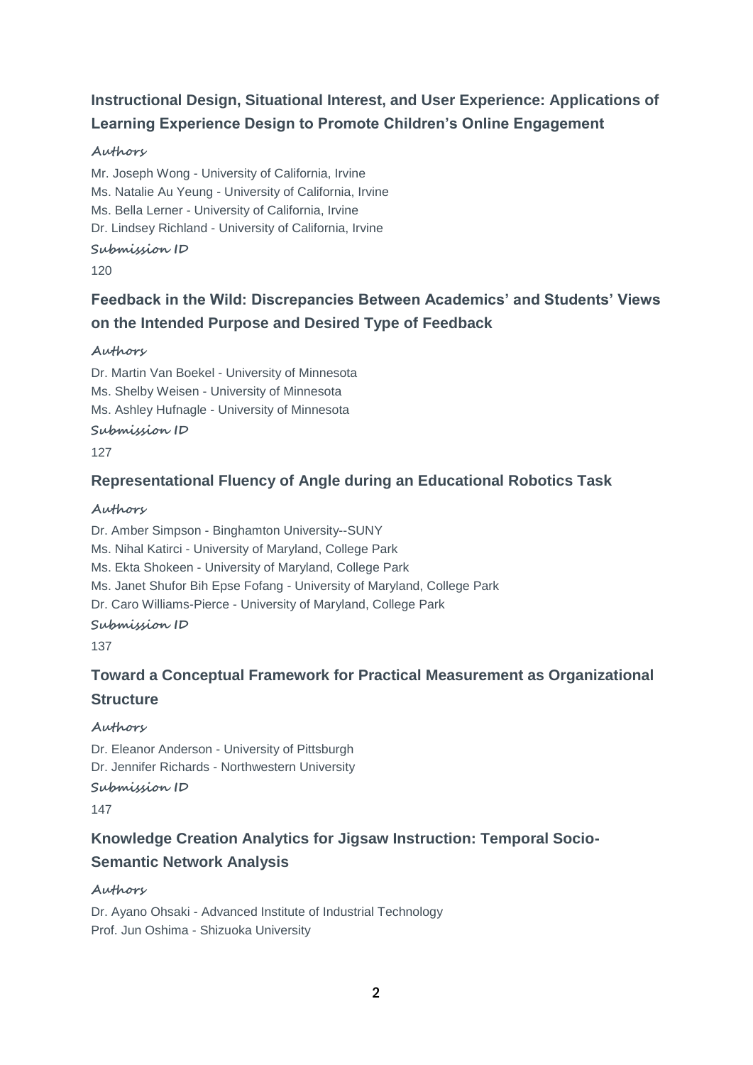### Instructional Design, Situational Interest, and User Experience: Applications of Learning Experience Design to Promote Children's Online Engagement

**Authors**

Mr. Joseph Wong - University of California, Irvine
Ms. Natalie Au Yeung - University of California, Irvine
Ms. Bella Lerner - University of California, Irvine
Dr. Lindsey Richland - University of California, Irvine

**Submission ID**

120

### Feedback in the Wild: Discrepancies Between Academics' and Students' Views on the Intended Purpose and Desired Type of Feedback

**Authors**

Dr. Martin Van Boekel - University of Minnesota
Ms. Shelby Weisen - University of Minnesota
Ms. Ashley Hufnagle - University of Minnesota

**Submission ID**

127

### Representational Fluency of Angle during an Educational Robotics Task

**Authors**

Dr. Amber Simpson - Binghamton University--SUNY
Ms. Nihal Katirci - University of Maryland, College Park
Ms. Ekta Shokeen - University of Maryland, College Park
Ms. Janet Shufor Bih Epse Fofang - University of Maryland, College Park
Dr. Caro Williams-Pierce - University of Maryland, College Park

**Submission ID**

137

### Toward a Conceptual Framework for Practical Measurement as Organizational Structure

**Authors**

Dr. Eleanor Anderson - University of Pittsburgh
Dr. Jennifer Richards - Northwestern University

**Submission ID**

147

### Knowledge Creation Analytics for Jigsaw Instruction: Temporal Socio-Semantic Network Analysis

**Authors**

Dr. Ayano Ohsaki - Advanced Institute of Industrial Technology
Prof. Jun Oshima - Shizuoka University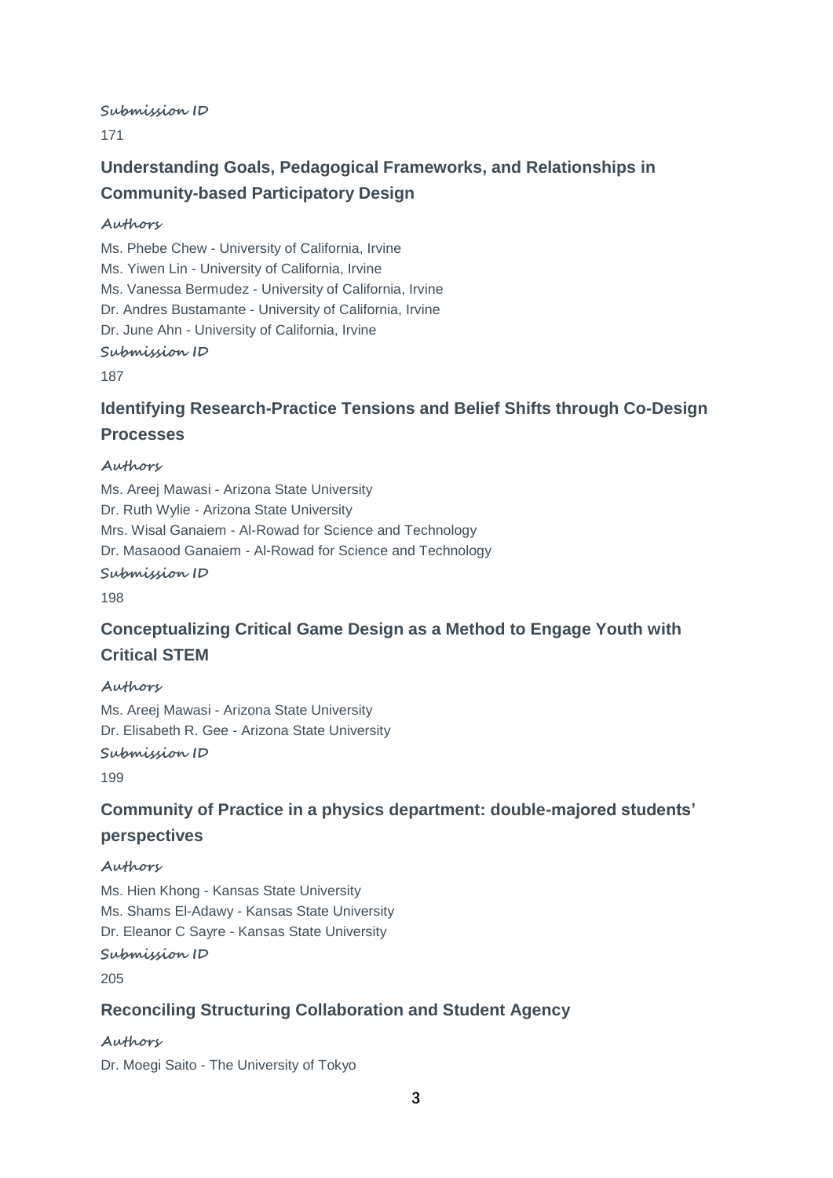**Submission ID**

171

### Understanding Goals, Pedagogical Frameworks, and Relationships in Community-based Participatory Design

**Authors**

Ms. Phebe Chew - University of California, Irvine
Ms. Yiwen Lin - University of California, Irvine
Ms. Vanessa Bermudez - University of California, Irvine
Dr. Andres Bustamante - University of California, Irvine
Dr. June Ahn - University of California, Irvine

**Submission ID**

187

### Identifying Research-Practice Tensions and Belief Shifts through Co-Design Processes

**Authors**

Ms. Areej Mawasi - Arizona State University
Dr. Ruth Wylie - Arizona State University
Mrs. Wisal Ganaiem - Al-Rowad for Science and Technology
Dr. Masaood Ganaiem - Al-Rowad for Science and Technology

**Submission ID**

198

### Conceptualizing Critical Game Design as a Method to Engage Youth with Critical STEM

**Authors**

Ms. Areej Mawasi - Arizona State University
Dr. Elisabeth R. Gee - Arizona State University

**Submission ID**

199

### Community of Practice in a physics department: double-majored students' perspectives

**Authors**

Ms. Hien Khong - Kansas State University
Ms. Shams El-Adawy - Kansas State University
Dr. Eleanor C Sayre - Kansas State University

**Submission ID**

205

### Reconciling Structuring Collaboration and Student Agency

**Authors**

Dr. Moegi Saito - The University of Tokyo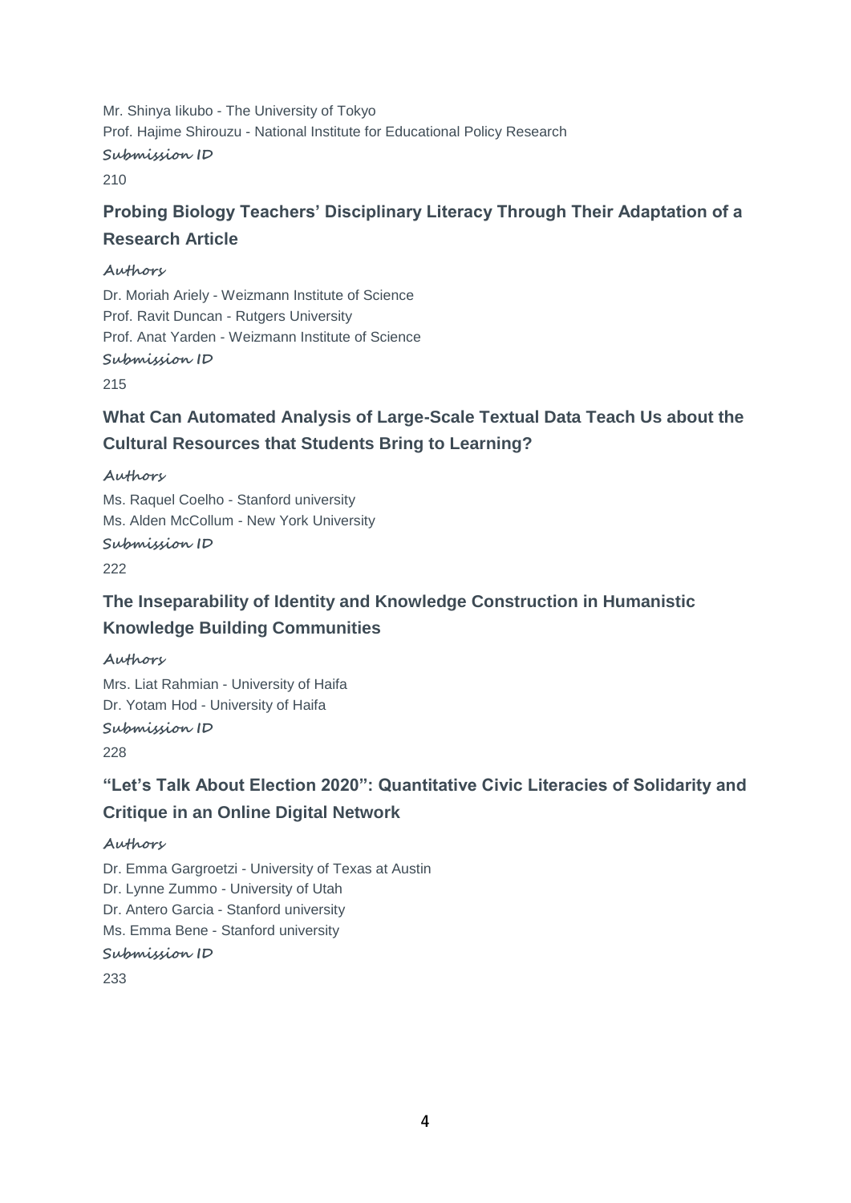Mr. Shinya Iikubo - The University of Tokyo
Prof. Hajime Shirouzu - National Institute for Educational Policy Research

**Submission ID**

210

### Probing Biology Teachers' Disciplinary Literacy Through Their Adaptation of a Research Article

**Authors**

Dr. Moriah Ariely - Weizmann Institute of Science
Prof. Ravit Duncan - Rutgers University
Prof. Anat Yarden - Weizmann Institute of Science

**Submission ID**

215

### What Can Automated Analysis of Large-Scale Textual Data Teach Us about the Cultural Resources that Students Bring to Learning?

**Authors**

Ms. Raquel Coelho - Stanford university
Ms. Alden McCollum - New York University

**Submission ID**

222

### The Inseparability of Identity and Knowledge Construction in Humanistic Knowledge Building Communities

**Authors**

Mrs. Liat Rahmian - University of Haifa
Dr. Yotam Hod - University of Haifa

**Submission ID**

228

### "Let's Talk About Election 2020": Quantitative Civic Literacies of Solidarity and Critique in an Online Digital Network

**Authors**

Dr. Emma Gargroetzi - University of Texas at Austin
Dr. Lynne Zummo - University of Utah
Dr. Antero Garcia - Stanford university
Ms. Emma Bene - Stanford university

**Submission ID**

233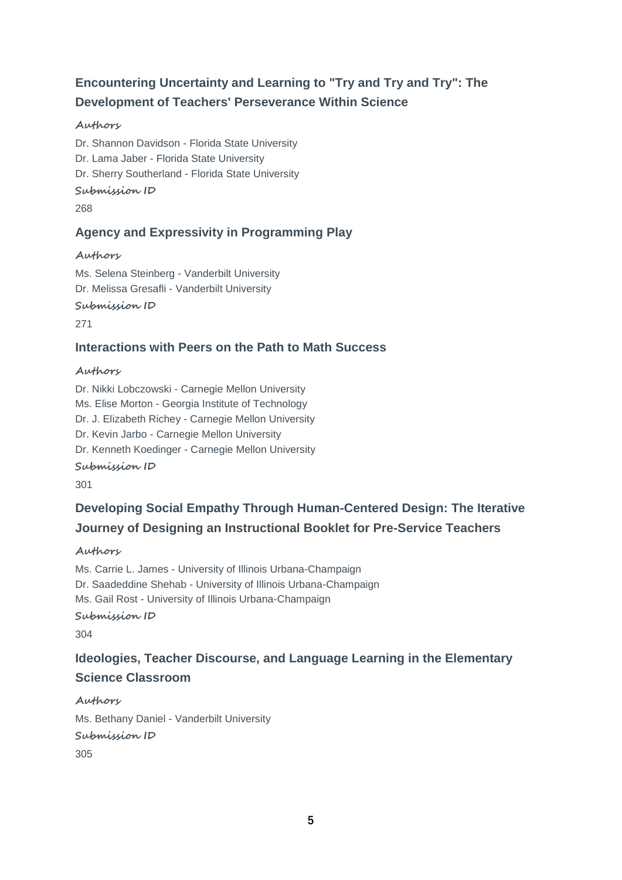### Encountering Uncertainty and Learning to "Try and Try and Try": The Development of Teachers' Perseverance Within Science

*Authors*

Dr. Shannon Davidson - Florida State University
Dr. Lama Jaber - Florida State University
Dr. Sherry Southerland - Florida State University

*Submission ID*

268

### Agency and Expressivity in Programming Play

*Authors*

Ms. Selena Steinberg - Vanderbilt University
Dr. Melissa Gresafli - Vanderbilt University

*Submission ID*

271

### Interactions with Peers on the Path to Math Success

*Authors*

Dr. Nikki Lobczowski - Carnegie Mellon University
Ms. Elise Morton - Georgia Institute of Technology
Dr. J. Elizabeth Richey - Carnegie Mellon University
Dr. Kevin Jarbo - Carnegie Mellon University
Dr. Kenneth Koedinger - Carnegie Mellon University

*Submission ID*

301

### Developing Social Empathy Through Human-Centered Design: The Iterative Journey of Designing an Instructional Booklet for Pre-Service Teachers

*Authors*

Ms. Carrie L. James - University of Illinois Urbana-Champaign
Dr. Saadeddine Shehab - University of Illinois Urbana-Champaign
Ms. Gail Rost - University of Illinois Urbana-Champaign

*Submission ID*

304

### Ideologies, Teacher Discourse, and Language Learning in the Elementary Science Classroom

*Authors*

Ms. Bethany Daniel - Vanderbilt University

*Submission ID*

305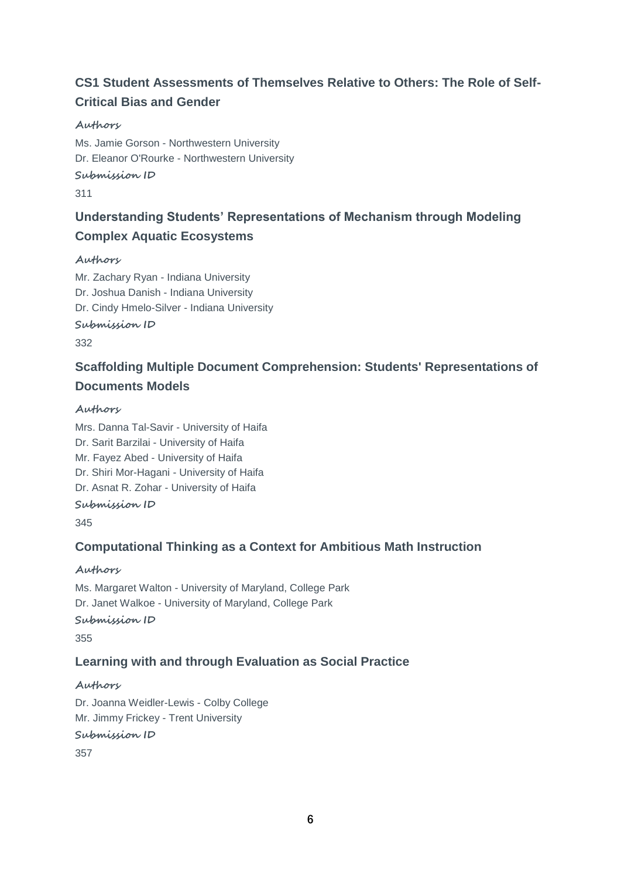### CS1 Student Assessments of Themselves Relative to Others: The Role of Self-Critical Bias and Gender

**Authors**

Ms. Jamie Gorson - Northwestern University
Dr. Eleanor O'Rourke - Northwestern University

**Submission ID**

311

### Understanding Students' Representations of Mechanism through Modeling Complex Aquatic Ecosystems

**Authors**

Mr. Zachary Ryan - Indiana University
Dr. Joshua Danish - Indiana University
Dr. Cindy Hmelo-Silver - Indiana University

**Submission ID**

332

### Scaffolding Multiple Document Comprehension: Students' Representations of Documents Models

**Authors**

Mrs. Danna Tal-Savir - University of Haifa
Dr. Sarit Barzilai - University of Haifa
Mr. Fayez Abed - University of Haifa
Dr. Shiri Mor-Hagani - University of Haifa
Dr. Asnat R. Zohar - University of Haifa

**Submission ID**

345

### Computational Thinking as a Context for Ambitious Math Instruction

**Authors**

Ms. Margaret Walton - University of Maryland, College Park
Dr. Janet Walkoe - University of Maryland, College Park

**Submission ID**

355

### Learning with and through Evaluation as Social Practice

**Authors**

Dr. Joanna Weidler-Lewis - Colby College
Mr. Jimmy Frickey - Trent University

**Submission ID**

357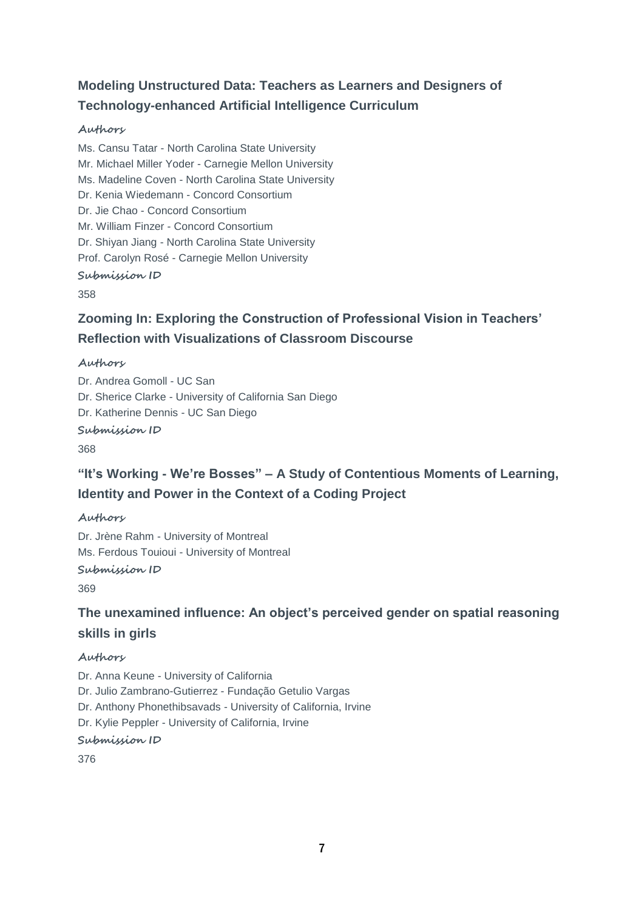### Modeling Unstructured Data: Teachers as Learners and Designers of Technology-enhanced Artificial Intelligence Curriculum

**Authors**

Ms. Cansu Tatar - North Carolina State University
Mr. Michael Miller Yoder - Carnegie Mellon University
Ms. Madeline Coven - North Carolina State University
Dr. Kenia Wiedemann - Concord Consortium
Dr. Jie Chao - Concord Consortium
Mr. William Finzer - Concord Consortium
Dr. Shiyan Jiang - North Carolina State University
Prof. Carolyn Rosé - Carnegie Mellon University

**Submission ID**

358

### Zooming In: Exploring the Construction of Professional Vision in Teachers' Reflection with Visualizations of Classroom Discourse

**Authors**

Dr. Andrea Gomoll - UC San
Dr. Sherice Clarke - University of California San Diego
Dr. Katherine Dennis - UC San Diego

**Submission ID**

368

### "It's Working - We're Bosses" – A Study of Contentious Moments of Learning, Identity and Power in the Context of a Coding Project

**Authors**

Dr. Jrène Rahm - University of Montreal
Ms. Ferdous Touioui - University of Montreal

**Submission ID**

369

### The unexamined influence: An object's perceived gender on spatial reasoning skills in girls

**Authors**

Dr. Anna Keune - University of California
Dr. Julio Zambrano-Gutierrez - Fundação Getulio Vargas
Dr. Anthony Phonethibsavads - University of California, Irvine
Dr. Kylie Peppler - University of California, Irvine

**Submission ID**

376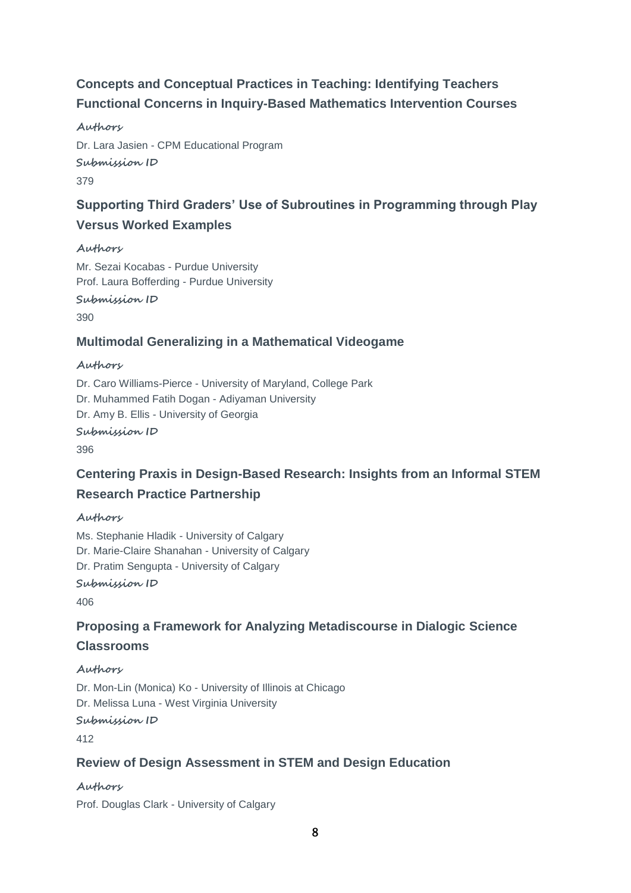### Concepts and Conceptual Practices in Teaching: Identifying Teachers Functional Concerns in Inquiry-Based Mathematics Intervention Courses

**Authors**

Dr. Lara Jasien - CPM Educational Program

**Submission ID**

379

### Supporting Third Graders' Use of Subroutines in Programming through Play Versus Worked Examples

**Authors**

Mr. Sezai Kocabas - Purdue University
Prof. Laura Bofferding - Purdue University

**Submission ID**

390

### Multimodal Generalizing in a Mathematical Videogame

**Authors**

Dr. Caro Williams-Pierce - University of Maryland, College Park
Dr. Muhammed Fatih Dogan - Adiyaman University
Dr. Amy B. Ellis - University of Georgia

**Submission ID**

396

### Centering Praxis in Design-Based Research: Insights from an Informal STEM Research Practice Partnership

**Authors**

Ms. Stephanie Hladik - University of Calgary
Dr. Marie-Claire Shanahan - University of Calgary
Dr. Pratim Sengupta - University of Calgary

**Submission ID**

406

### Proposing a Framework for Analyzing Metadiscourse in Dialogic Science Classrooms

**Authors**

Dr. Mon-Lin (Monica) Ko - University of Illinois at Chicago
Dr. Melissa Luna - West Virginia University

**Submission ID**

412

### Review of Design Assessment in STEM and Design Education

**Authors**

Prof. Douglas Clark - University of Calgary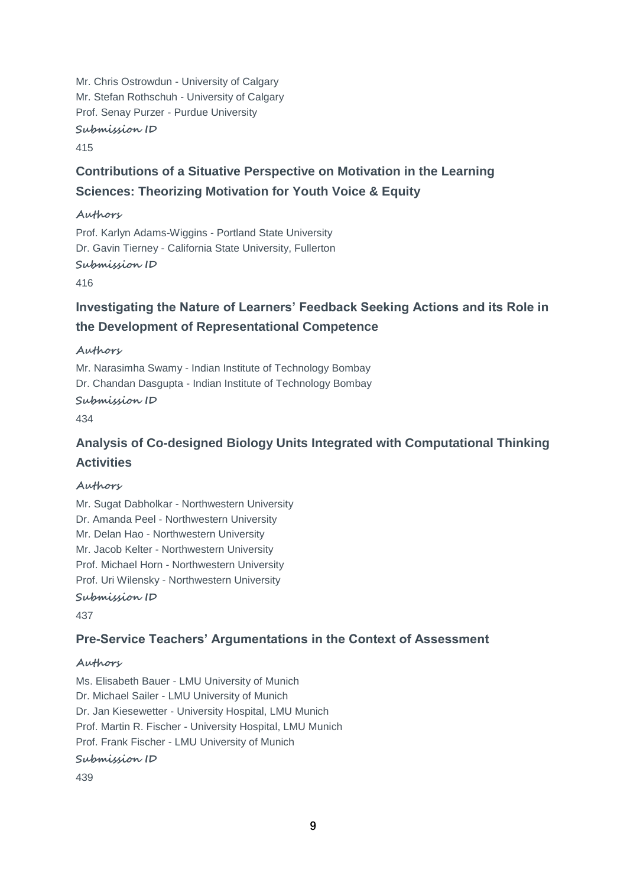Mr. Chris Ostrowdun - University of Calgary
Mr. Stefan Rothschuh - University of Calgary
Prof. Senay Purzer - Purdue University

**Submission ID**

415

### Contributions of a Situative Perspective on Motivation in the Learning Sciences: Theorizing Motivation for Youth Voice & Equity

**Authors**

Prof. Karlyn Adams-Wiggins - Portland State University
Dr. Gavin Tierney - California State University, Fullerton

**Submission ID**

416

### Investigating the Nature of Learners' Feedback Seeking Actions and its Role in the Development of Representational Competence

**Authors**

Mr. Narasimha Swamy - Indian Institute of Technology Bombay
Dr. Chandan Dasgupta - Indian Institute of Technology Bombay

**Submission ID**

434

### Analysis of Co-designed Biology Units Integrated with Computational Thinking Activities

**Authors**

Mr. Sugat Dabholkar - Northwestern University
Dr. Amanda Peel - Northwestern University
Mr. Delan Hao - Northwestern University
Mr. Jacob Kelter - Northwestern University
Prof. Michael Horn - Northwestern University
Prof. Uri Wilensky - Northwestern University

**Submission ID**

437

### Pre-Service Teachers' Argumentations in the Context of Assessment

**Authors**

Ms. Elisabeth Bauer - LMU University of Munich
Dr. Michael Sailer - LMU University of Munich
Dr. Jan Kiesewetter - University Hospital, LMU Munich
Prof. Martin R. Fischer - University Hospital, LMU Munich
Prof. Frank Fischer - LMU University of Munich

**Submission ID**

439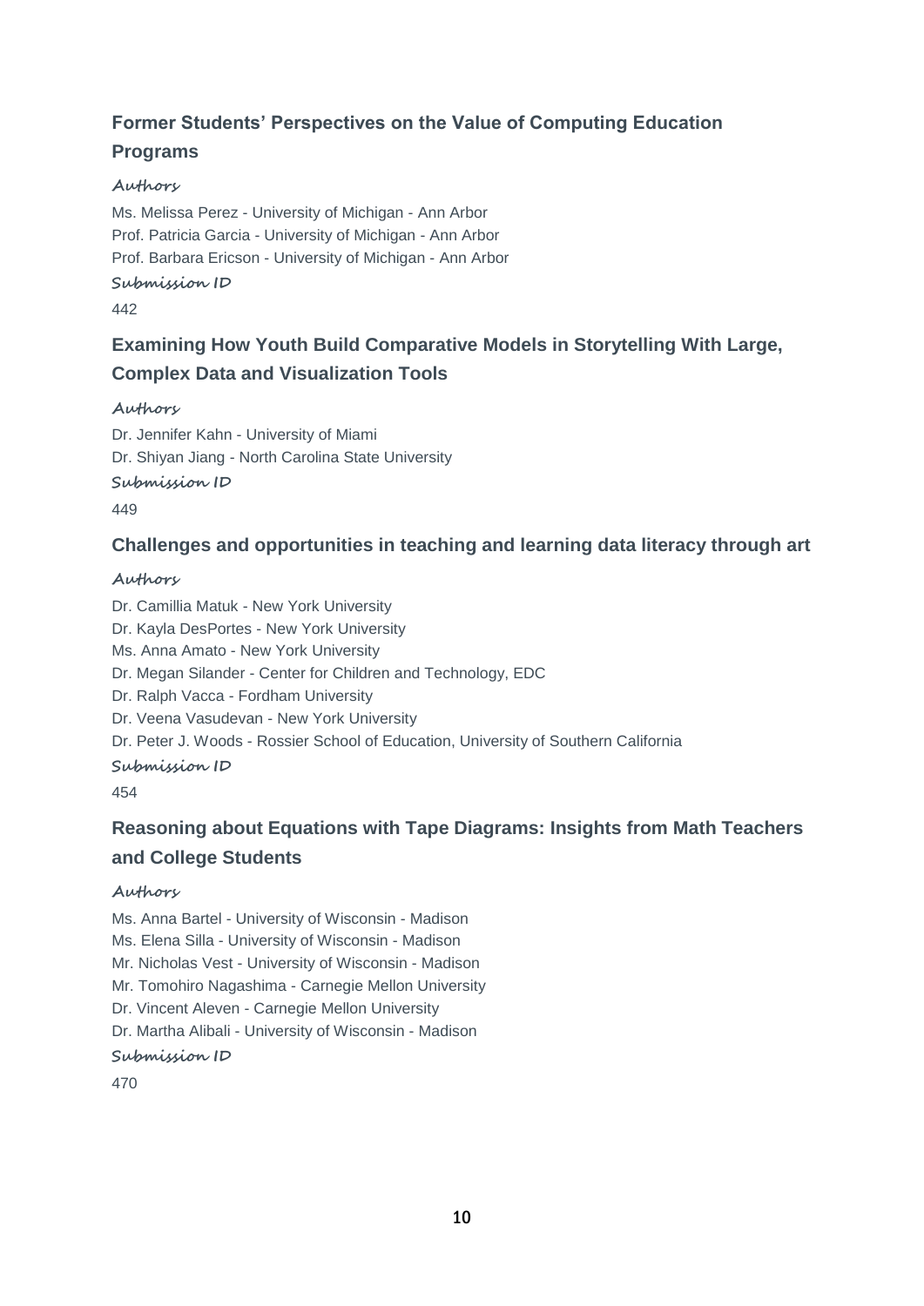### Former Students' Perspectives on the Value of Computing Education Programs

**Authors**

Ms. Melissa Perez - University of Michigan - Ann Arbor
Prof. Patricia Garcia - University of Michigan - Ann Arbor
Prof. Barbara Ericson - University of Michigan - Ann Arbor

**Submission ID**

442

### Examining How Youth Build Comparative Models in Storytelling With Large, Complex Data and Visualization Tools

**Authors**

Dr. Jennifer Kahn - University of Miami
Dr. Shiyan Jiang - North Carolina State University

**Submission ID**

449

### Challenges and opportunities in teaching and learning data literacy through art

**Authors**

Dr. Camillia Matuk - New York University
Dr. Kayla DesPortes - New York University
Ms. Anna Amato - New York University
Dr. Megan Silander - Center for Children and Technology, EDC
Dr. Ralph Vacca - Fordham University
Dr. Veena Vasudevan - New York University
Dr. Peter J. Woods - Rossier School of Education, University of Southern California

**Submission ID**

454

### Reasoning about Equations with Tape Diagrams: Insights from Math Teachers and College Students

**Authors**

Ms. Anna Bartel - University of Wisconsin - Madison
Ms. Elena Silla - University of Wisconsin - Madison
Mr. Nicholas Vest - University of Wisconsin - Madison
Mr. Tomohiro Nagashima - Carnegie Mellon University
Dr. Vincent Aleven - Carnegie Mellon University
Dr. Martha Alibali - University of Wisconsin - Madison

**Submission ID**

470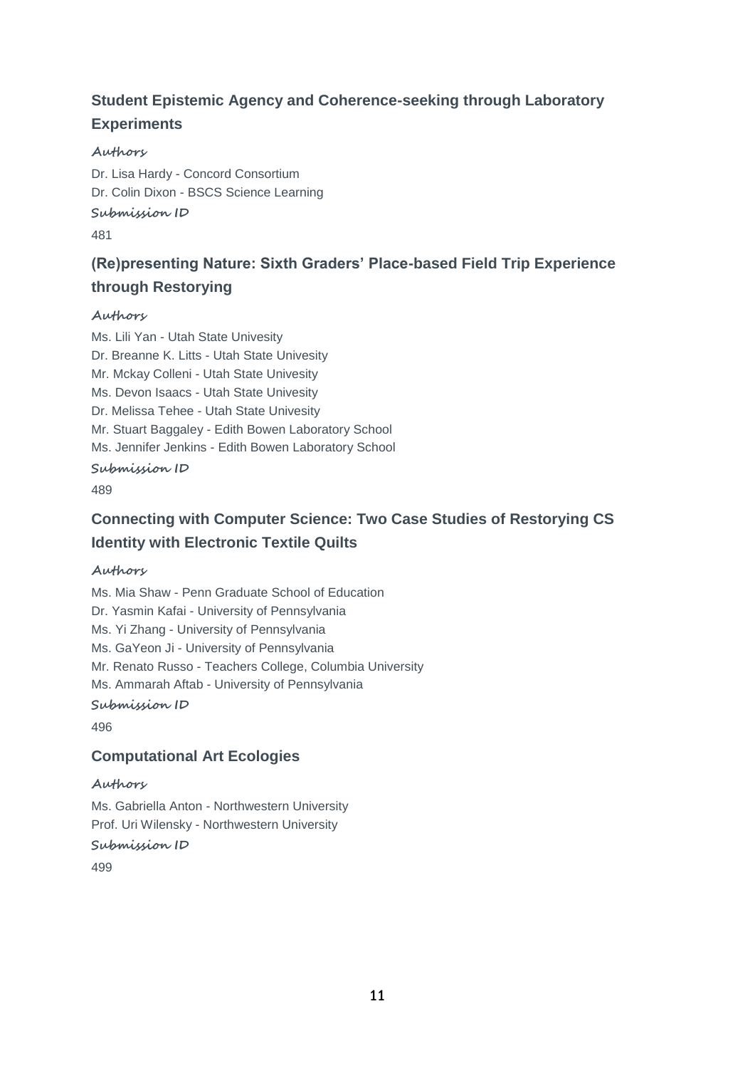### Student Epistemic Agency and Coherence-seeking through Laboratory Experiments

**Authors**

Dr. Lisa Hardy - Concord Consortium
Dr. Colin Dixon - BSCS Science Learning

**Submission ID**

481

### (Re)presenting Nature: Sixth Graders' Place-based Field Trip Experience through Restorying

**Authors**

Ms. Lili Yan - Utah State Univesity
Dr. Breanne K. Litts - Utah State Univesity
Mr. Mckay Colleni - Utah State Univesity
Ms. Devon Isaacs - Utah State Univesity
Dr. Melissa Tehee - Utah State Univesity
Mr. Stuart Baggaley - Edith Bowen Laboratory School
Ms. Jennifer Jenkins - Edith Bowen Laboratory School

**Submission ID**

489

### Connecting with Computer Science: Two Case Studies of Restorying CS Identity with Electronic Textile Quilts

**Authors**

Ms. Mia Shaw - Penn Graduate School of Education
Dr. Yasmin Kafai - University of Pennsylvania
Ms. Yi Zhang - University of Pennsylvania
Ms. GaYeon Ji - University of Pennsylvania
Mr. Renato Russo - Teachers College, Columbia University
Ms. Ammarah Aftab - University of Pennsylvania

**Submission ID**

496

### Computational Art Ecologies

**Authors**

Ms. Gabriella Anton - Northwestern University
Prof. Uri Wilensky - Northwestern University

**Submission ID**

499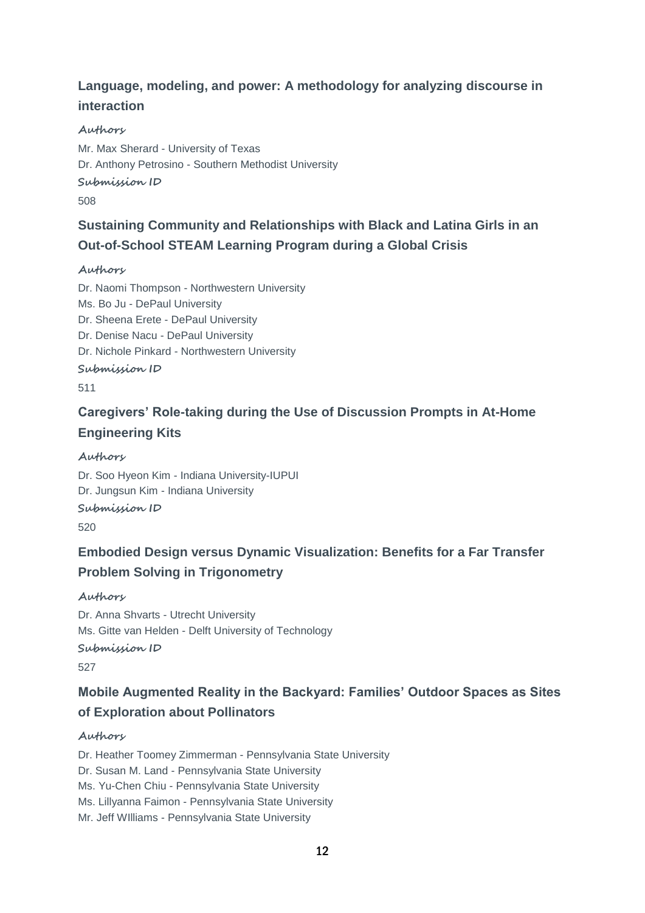## Language, modeling, and power: A methodology for analyzing discourse in interaction

**Authors**

Mr. Max Sherard - University of Texas
Dr. Anthony Petrosino - Southern Methodist University

**Submission ID**

508

## Sustaining Community and Relationships with Black and Latina Girls in an Out-of-School STEAM Learning Program during a Global Crisis

**Authors**

Dr. Naomi Thompson - Northwestern University
Ms. Bo Ju - DePaul University
Dr. Sheena Erete - DePaul University
Dr. Denise Nacu - DePaul University
Dr. Nichole Pinkard - Northwestern University

**Submission ID**

511

## Caregivers' Role-taking during the Use of Discussion Prompts in At-Home Engineering Kits

**Authors**

Dr. Soo Hyeon Kim - Indiana University-IUPUI
Dr. Jungsun Kim - Indiana University

**Submission ID**

520

## Embodied Design versus Dynamic Visualization: Benefits for a Far Transfer Problem Solving in Trigonometry

**Authors**

Dr. Anna Shvarts - Utrecht University
Ms. Gitte van Helden - Delft University of Technology

**Submission ID**

527

## Mobile Augmented Reality in the Backyard: Families' Outdoor Spaces as Sites of Exploration about Pollinators

**Authors**

Dr. Heather Toomey Zimmerman - Pennsylvania State University
Dr. Susan M. Land - Pennsylvania State University
Ms. Yu-Chen Chiu - Pennsylvania State University
Ms. Lillyanna Faimon - Pennsylvania State University
Mr. Jeff WIlliams - Pennsylvania State University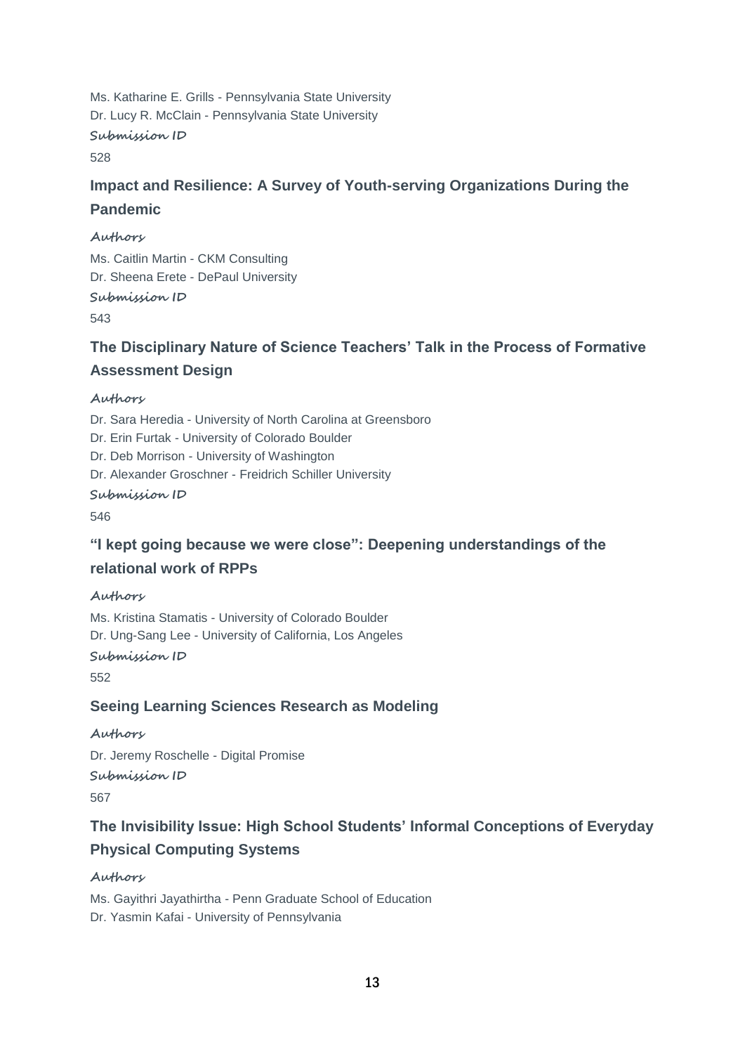Ms. Katharine E. Grills - Pennsylvania State University
Dr. Lucy R. McClain - Pennsylvania State University

*Submission ID*

528

### Impact and Resilience: A Survey of Youth-serving Organizations During the Pandemic

*Authors*

Ms. Caitlin Martin - CKM Consulting
Dr. Sheena Erete - DePaul University

*Submission ID*

543

### The Disciplinary Nature of Science Teachers' Talk in the Process of Formative Assessment Design

*Authors*

Dr. Sara Heredia - University of North Carolina at Greensboro
Dr. Erin Furtak - University of Colorado Boulder
Dr. Deb Morrison - University of Washington
Dr. Alexander Groschner - Freidrich Schiller University

*Submission ID*

546

### "I kept going because we were close": Deepening understandings of the relational work of RPPs

*Authors*

Ms. Kristina Stamatis - University of Colorado Boulder
Dr. Ung-Sang Lee - University of California, Los Angeles

*Submission ID*

552

### Seeing Learning Sciences Research as Modeling

*Authors*

Dr. Jeremy Roschelle - Digital Promise

*Submission ID*

567

### The Invisibility Issue: High School Students' Informal Conceptions of Everyday Physical Computing Systems

*Authors*

Ms. Gayithri Jayathirtha - Penn Graduate School of Education
Dr. Yasmin Kafai - University of Pennsylvania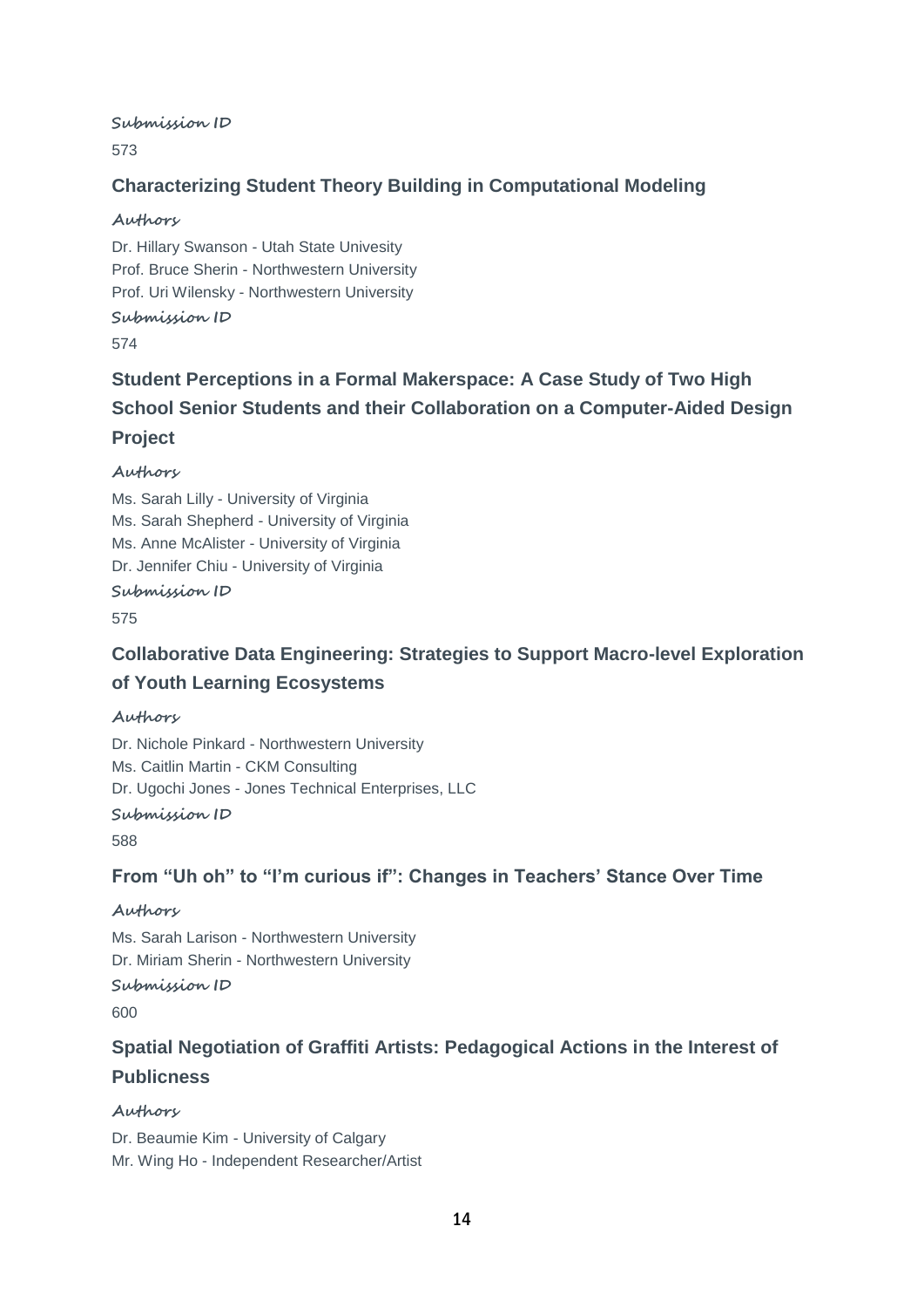**Submission ID**

573

### Characterizing Student Theory Building in Computational Modeling

**Authors**

Dr. Hillary Swanson - Utah State Univesity
Prof. Bruce Sherin - Northwestern University
Prof. Uri Wilensky - Northwestern University

**Submission ID**

574

### Student Perceptions in a Formal Makerspace: A Case Study of Two High School Senior Students and their Collaboration on a Computer-Aided Design Project

**Authors**

Ms. Sarah Lilly - University of Virginia
Ms. Sarah Shepherd - University of Virginia
Ms. Anne McAlister - University of Virginia
Dr. Jennifer Chiu - University of Virginia

**Submission ID**

575

### Collaborative Data Engineering: Strategies to Support Macro-level Exploration of Youth Learning Ecosystems

**Authors**

Dr. Nichole Pinkard - Northwestern University
Ms. Caitlin Martin - CKM Consulting
Dr. Ugochi Jones - Jones Technical Enterprises, LLC

**Submission ID**

588

### From "Uh oh" to "I'm curious if": Changes in Teachers' Stance Over Time

**Authors**

Ms. Sarah Larison - Northwestern University
Dr. Miriam Sherin - Northwestern University

**Submission ID**

600

### Spatial Negotiation of Graffiti Artists: Pedagogical Actions in the Interest of Publicness

**Authors**

Dr. Beaumie Kim - University of Calgary
Mr. Wing Ho - Independent Researcher/Artist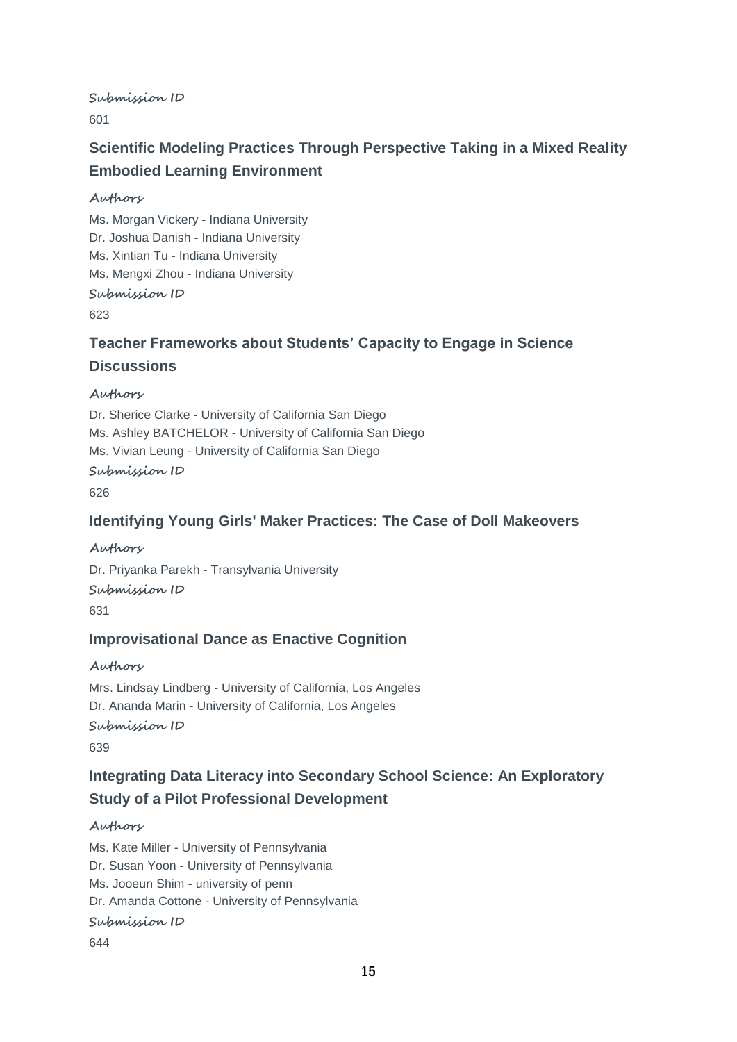**Submission ID**

601

### Scientific Modeling Practices Through Perspective Taking in a Mixed Reality Embodied Learning Environment

**Authors**

Ms. Morgan Vickery - Indiana University
Dr. Joshua Danish - Indiana University
Ms. Xintian Tu - Indiana University
Ms. Mengxi Zhou - Indiana University

**Submission ID**

623

### Teacher Frameworks about Students' Capacity to Engage in Science Discussions

**Authors**

Dr. Sherice Clarke - University of California San Diego
Ms. Ashley BATCHELOR - University of California San Diego
Ms. Vivian Leung - University of California San Diego

**Submission ID**

626

### Identifying Young Girls' Maker Practices: The Case of Doll Makeovers

**Authors**

Dr. Priyanka Parekh - Transylvania University

**Submission ID**

631

### Improvisational Dance as Enactive Cognition

**Authors**

Mrs. Lindsay Lindberg - University of California, Los Angeles
Dr. Ananda Marin - University of California, Los Angeles

**Submission ID**

639

### Integrating Data Literacy into Secondary School Science: An Exploratory Study of a Pilot Professional Development

**Authors**

Ms. Kate Miller - University of Pennsylvania
Dr. Susan Yoon - University of Pennsylvania
Ms. Jooeun Shim - university of penn
Dr. Amanda Cottone - University of Pennsylvania

**Submission ID**

644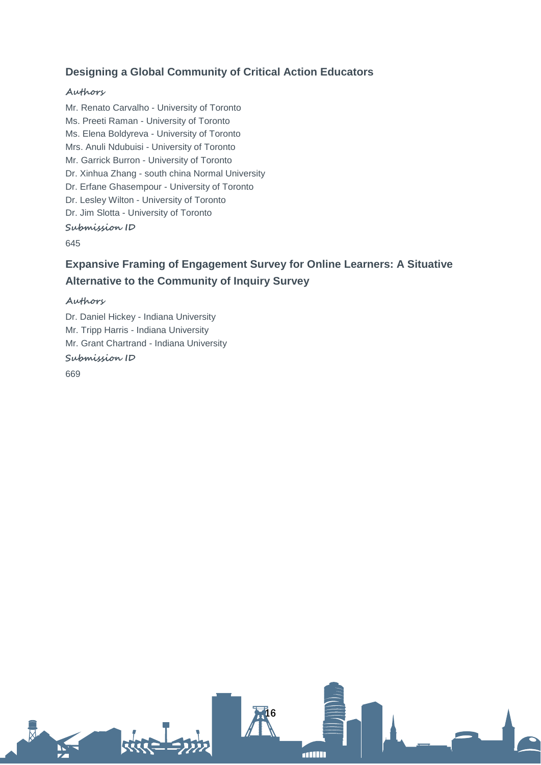### Designing a Global Community of Critical Action Educators

**Authors**

Mr. Renato Carvalho - University of Toronto
Ms. Preeti Raman - University of Toronto
Ms. Elena Boldyreva - University of Toronto
Mrs. Anuli Ndubuisi - University of Toronto
Mr. Garrick Burron - University of Toronto
Dr. Xinhua Zhang - south china Normal University
Dr. Erfane Ghasempour - University of Toronto
Dr. Lesley Wilton - University of Toronto
Dr. Jim Slotta - University of Toronto

**Submission ID**

645

### Expansive Framing of Engagement Survey for Online Learners: A Situative Alternative to the Community of Inquiry Survey

**Authors**

Dr. Daniel Hickey - Indiana University
Mr. Tripp Harris - Indiana University
Mr. Grant Chartrand - Indiana University

**Submission ID**

669